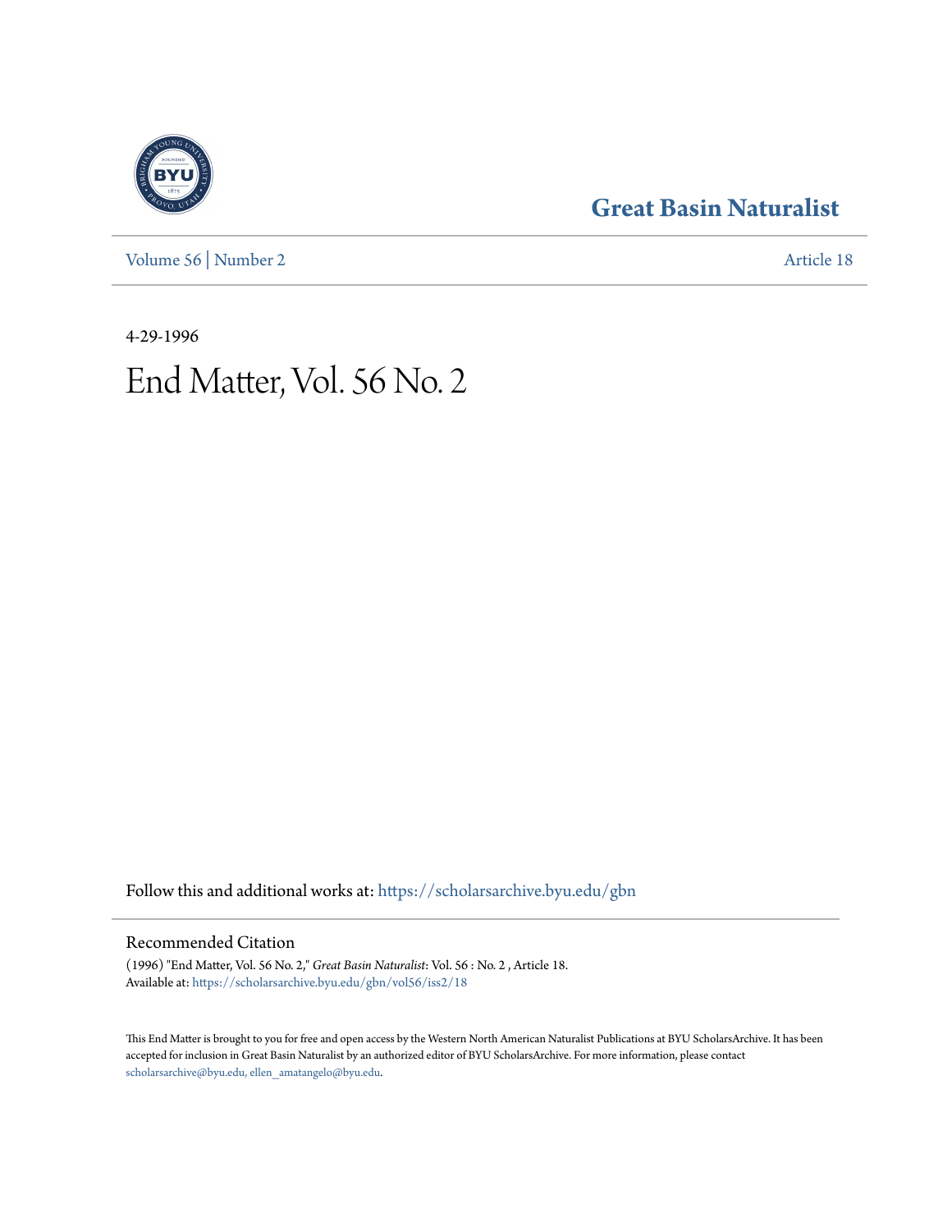# Great Basin Naturalist

Volume 56 | Number 2 Article 18

4-29-1996

# End Matter, Vol. 56 No. 2

Follow this and additional works at: https://scholarsarchive.byu.edu/gbn

## Recommended Citation

(1996) "End Matter, Vol. 56 No. 2," *Great Basin Naturalist*: Vol. 56 : No. 2 , Article 18.
Available at: https://scholarsarchive.byu.edu/gbn/vol56/iss2/18

This End Matter is brought to you for free and open access by the Western North American Naturalist Publications at BYU ScholarsArchive. It has been accepted for inclusion in Great Basin Naturalist by an authorized editor of BYU ScholarsArchive. For more information, please contact scholarsarchive@byu.edu, ellen_amatangelo@byu.edu.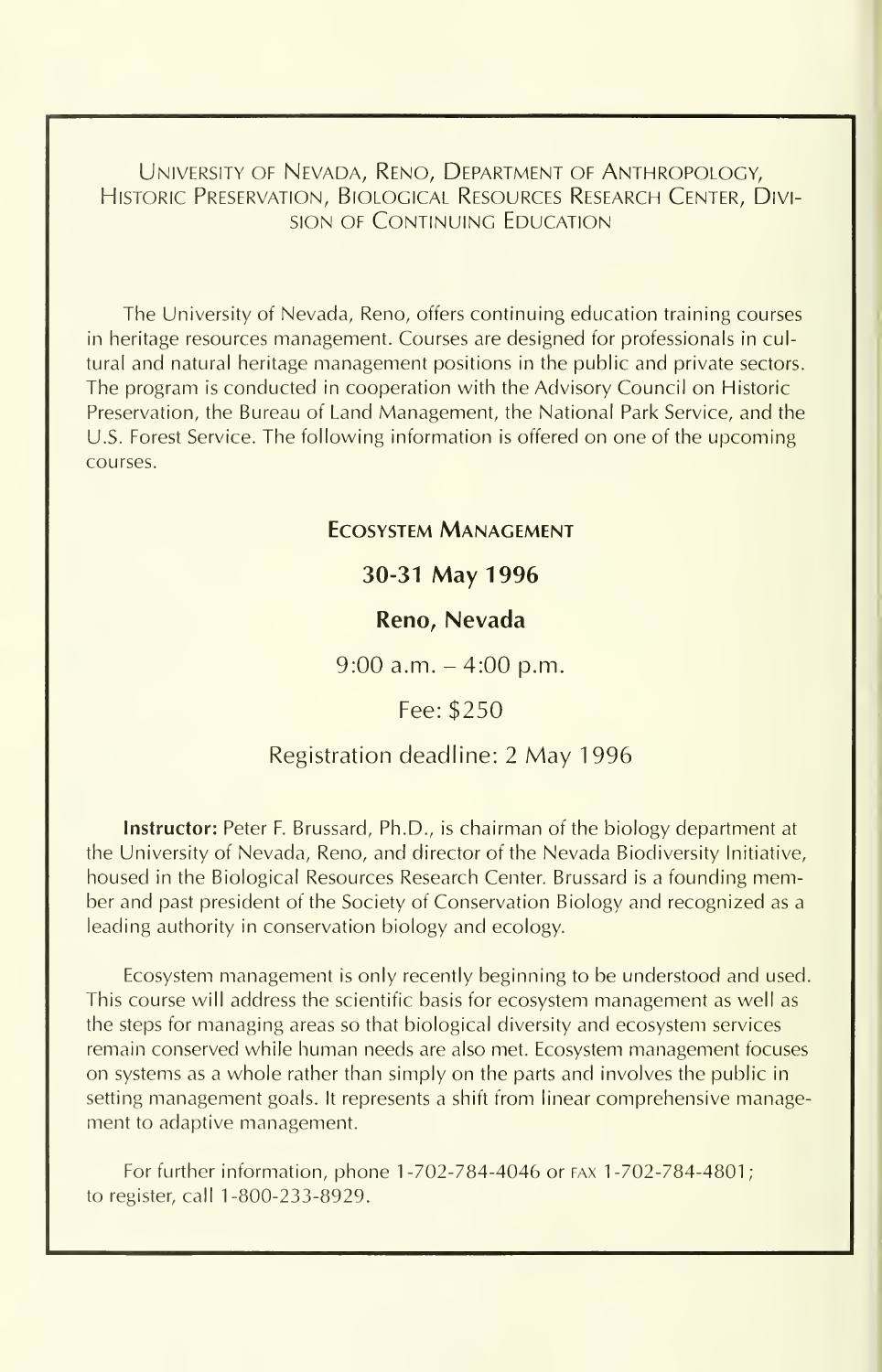University of Nevada, Reno, Department of Anthropology, Historic Preservation, Biological Resources Research Center, Division of Continuing Education

The University of Nevada, Reno, offers continuing education training courses in heritage resources management. Courses are designed for professionals in cultural and natural heritage management positions in the public and private sectors. The program is conducted in cooperation with the Advisory Council on Historic Preservation, the Bureau of Land Management, the National Park Service, and the U.S. Forest Service. The following information is offered on one of the upcoming courses.

**Ecosystem Management**

**30-31 May 1996**

**Reno, Nevada**

9:00 a.m. – 4:00 p.m.

Fee: $250

Registration deadline: 2 May 1996

**Instructor:** Peter F. Brussard, Ph.D., is chairman of the biology department at the University of Nevada, Reno, and director of the Nevada Biodiversity Initiative, housed in the Biological Resources Research Center. Brussard is a founding member and past president of the Society of Conservation Biology and recognized as a leading authority in conservation biology and ecology.

Ecosystem management is only recently beginning to be understood and used. This course will address the scientific basis for ecosystem management as well as the steps for managing areas so that biological diversity and ecosystem services remain conserved while human needs are also met. Ecosystem management focuses on systems as a whole rather than simply on the parts and involves the public in setting management goals. It represents a shift from linear comprehensive management to adaptive management.

For further information, phone 1-702-784-4046 or FAX 1-702-784-4801; to register, call 1-800-233-8929.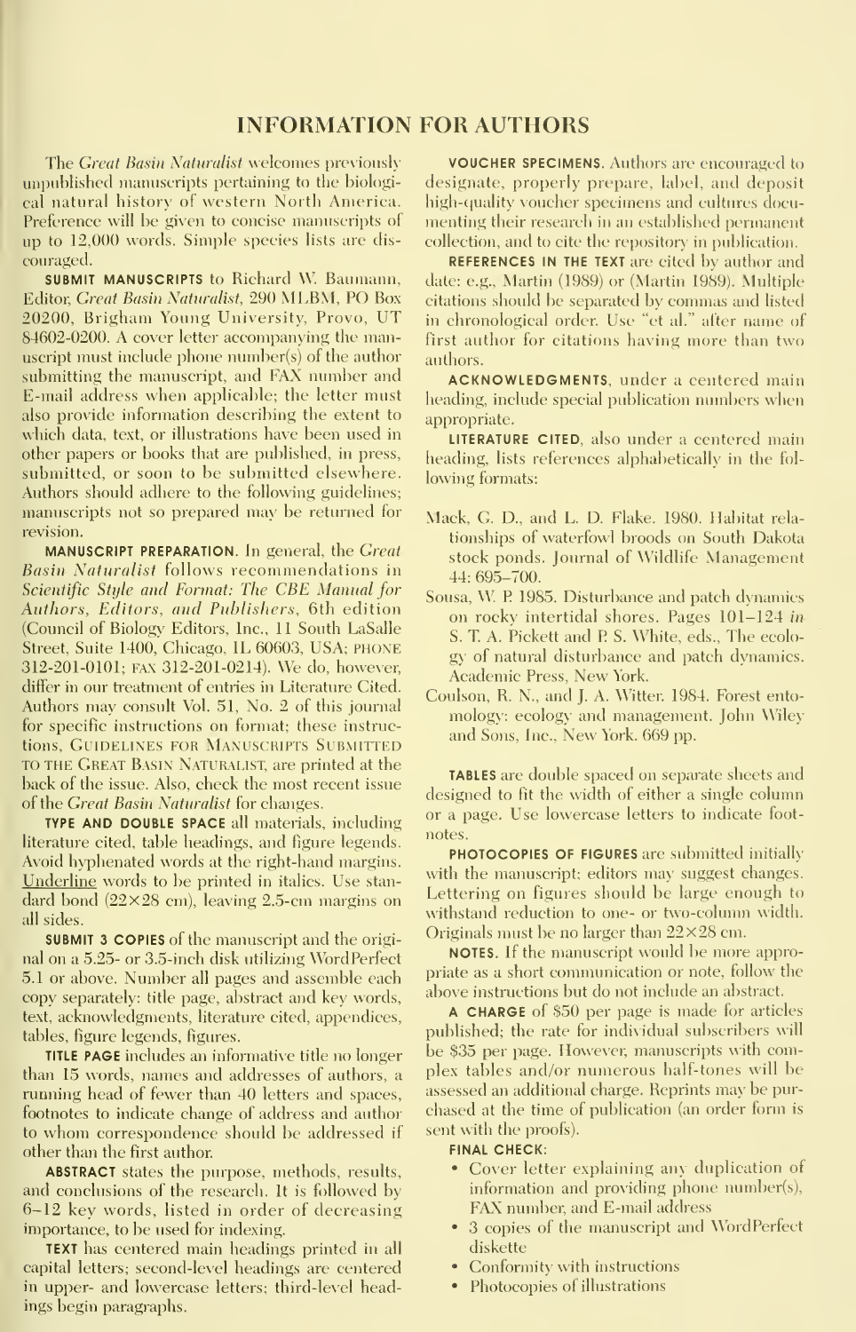# INFORMATION FOR AUTHORS

The *Great Basin Naturalist* welcomes previously unpublished manuscripts pertaining to the biological natural history of western North America. Preference will be given to concise manuscripts of up to 12,000 words. Simple species lists are discouraged.

**SUBMIT MANUSCRIPTS** to Richard W. Baumann, Editor, *Great Basin Naturalist*, 290 MLBM, PO Box 20200, Brigham Young University, Provo, UT 84602-0200. A cover letter accompanying the manuscript must include phone number(s) of the author submitting the manuscript, and FAX number and E-mail address when applicable; the letter must also provide information describing the extent to which data, text, or illustrations have been used in other papers or books that are published, in press, submitted, or soon to be submitted elsewhere. Authors should adhere to the following guidelines; manuscripts not so prepared may be returned for revision.

**MANUSCRIPT PREPARATION.** In general, the *Great Basin Naturalist* follows recommendations in *Scientific Style and Format: The CBE Manual for Authors, Editors, and Publishers*, 6th edition (Council of Biology Editors, Inc., 11 South LaSalle Street, Suite 1400, Chicago, IL 60603, USA; PHONE 312-201-0101; FAX 312-201-0214). We do, however, differ in our treatment of entries in Literature Cited. Authors may consult Vol. 51, No. 2 of this journal for specific instructions on format; these instructions, GUIDELINES FOR MANUSCRIPTS SUBMITTED TO THE GREAT BASIN NATURALIST, are printed at the back of the issue. Also, check the most recent issue of the *Great Basin Naturalist* for changes.

**TYPE AND DOUBLE SPACE** all materials, including literature cited, table headings, and figure legends. Avoid hyphenated words at the right-hand margins. Underline words to be printed in italics. Use standard bond (22×28 cm), leaving 2.5-cm margins on all sides.

**SUBMIT 3 COPIES** of the manuscript and the original on a 5.25- or 3.5-inch disk utilizing WordPerfect 5.1 or above. Number all pages and assemble each copy separately: title page, abstract and key words, text, acknowledgments, literature cited, appendices, tables, figure legends, figures.

**TITLE PAGE** includes an informative title no longer than 15 words, names and addresses of authors, a running head of fewer than 40 letters and spaces, footnotes to indicate change of address and author to whom correspondence should be addressed if other than the first author.

**ABSTRACT** states the purpose, methods, results, and conclusions of the research. It is followed by 6–12 key words, listed in order of decreasing importance, to be used for indexing.

**TEXT** has centered main headings printed in all capital letters; second-level headings are centered in upper- and lowercase letters; third-level headings begin paragraphs.

**VOUCHER SPECIMENS.** Authors are encouraged to designate, properly prepare, label, and deposit high-quality voucher specimens and cultures documenting their research in an established permanent collection, and to cite the repository in publication.

**REFERENCES IN THE TEXT** are cited by author and date: e.g., Martin (1989) or (Martin 1989). Multiple citations should be separated by commas and listed in chronological order. Use "et al." after name of first author for citations having more than two authors.

**ACKNOWLEDGMENTS**, under a centered main heading, include special publication numbers when appropriate.

**LITERATURE CITED**, also under a centered main heading, lists references alphabetically in the following formats:

Mack, G. D., and L. D. Flake. 1980. Habitat relationships of waterfowl broods on South Dakota stock ponds. Journal of Wildlife Management 44: 695–700.

Sousa, W. P. 1985. Disturbance and patch dynamics on rocky intertidal shores. Pages 101–124 *in* S. T. A. Pickett and P. S. White, eds., The ecology of natural disturbance and patch dynamics. Academic Press, New York.

Coulson, R. N., and J. A. Witter. 1984. Forest entomology: ecology and management. John Wiley and Sons, Inc., New York. 669 pp.

**TABLES** are double spaced on separate sheets and designed to fit the width of either a single column or a page. Use lowercase letters to indicate footnotes.

**PHOTOCOPIES OF FIGURES** are submitted initially with the manuscript; editors may suggest changes. Lettering on figures should be large enough to withstand reduction to one- or two-column width. Originals must be no larger than 22×28 cm.

**NOTES.** If the manuscript would be more appropriate as a short communication or note, follow the above instructions but do not include an abstract.

**A CHARGE** of $50 per page is made for articles published; the rate for individual subscribers will be $35 per page. However, manuscripts with complex tables and/or numerous half-tones will be assessed an additional charge. Reprints may be purchased at the time of publication (an order form is sent with the proofs).

**FINAL CHECK:**

- Cover letter explaining any duplication of information and providing phone number(s), FAX number, and E-mail address
- 3 copies of the manuscript and WordPerfect diskette
- Conformity with instructions
- Photocopies of illustrations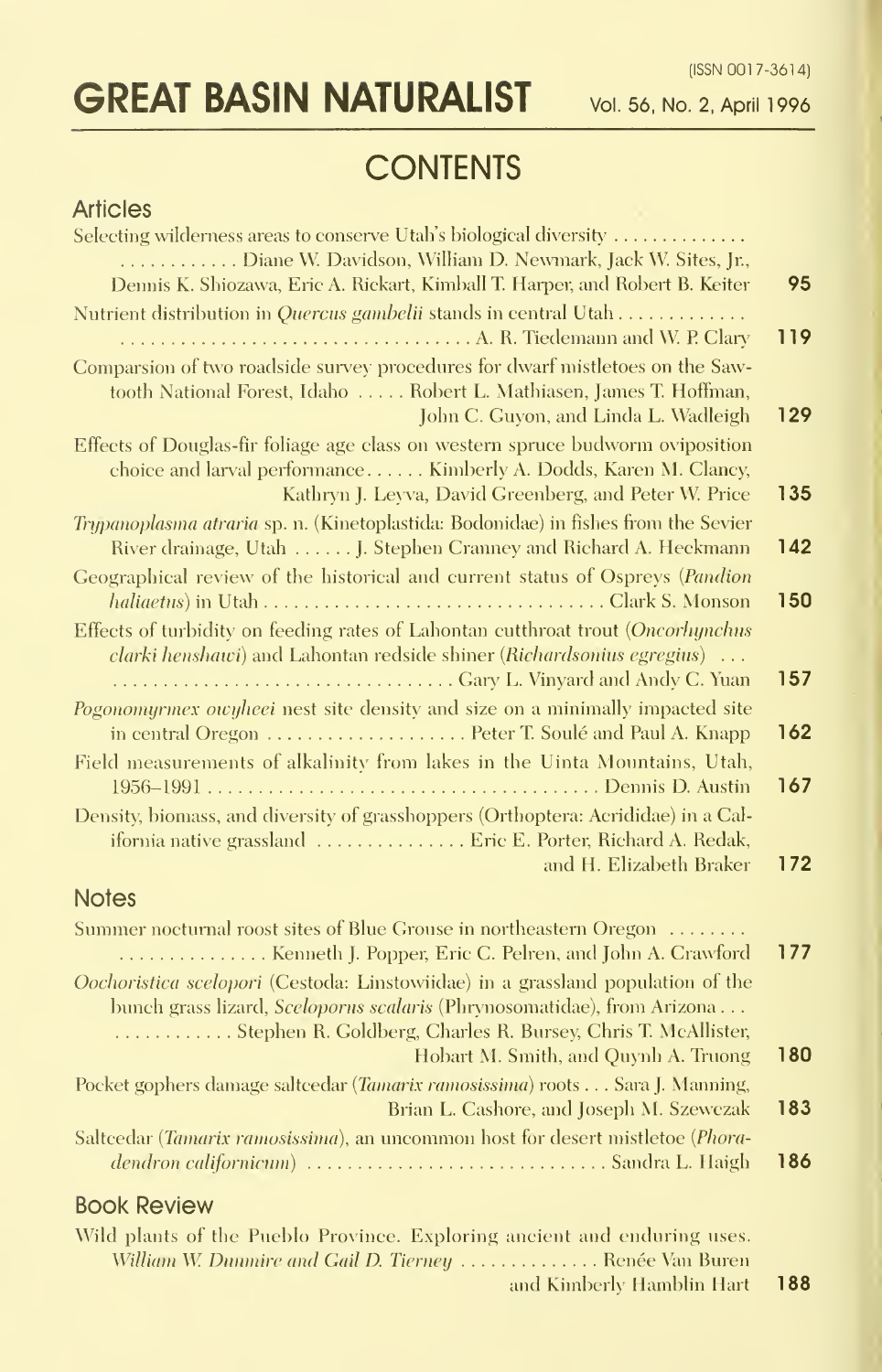# GREAT BASIN NATURALIST

(ISSN 0017-3614)

Vol. 56, No. 2, April 1996

## CONTENTS

### Articles

Selecting wilderness areas to conserve Utah's biological diversity .............. Diane W. Davidson, William D. Newmark, Jack W. Sites, Jr., Dennis K. Shiozawa, Eric A. Rickart, Kimball T. Harper, and Robert B. Keiter — 95

Nutrient distribution in *Quercus gambelii* stands in central Utah .............. A. R. Tiedemann and W. P. Clary — 119

Comparsion of two roadside survey procedures for dwarf mistletoes on the Sawtooth National Forest, Idaho ..... Robert L. Mathiasen, James T. Hoffman, John C. Guyon, and Linda L. Wadleigh — 129

Effects of Douglas-fir foliage age class on western spruce budworm oviposition choice and larval performance...... Kimberly A. Dodds, Karen M. Clancy, Kathryn J. Leyva, David Greenberg, and Peter W. Price — 135

*Trypanoplasma atraria* sp. n. (Kinetoplastida: Bodonidae) in fishes from the Sevier River drainage, Utah ...... J. Stephen Cranney and Richard A. Heckmann — 142

Geographical review of the historical and current status of Ospreys (*Pandion haliaetus*) in Utah .............. Clark S. Monson — 150

Effects of turbidity on feeding rates of Lahontan cutthroat trout (*Oncorhynchus clarki henshawi*) and Lahontan redside shiner (*Richardsonius egregius*) ... .............. Gary L. Vinyard and Andy C. Yuan — 157

*Pogonomyrmex owyheei* nest site density and size on a minimally impacted site in central Oregon .............. Peter T. Soulé and Paul A. Knapp — 162

Field measurements of alkalinity from lakes in the Uinta Mountains, Utah, 1956–1991 .............. Dennis D. Austin — 167

Density, biomass, and diversity of grasshoppers (Orthoptera: Acrididae) in a California native grassland .............. Eric E. Porter, Richard A. Redak, and H. Elizabeth Braker — 172

### Notes

Summer nocturnal roost sites of Blue Grouse in northeastern Oregon ........ .............. Kenneth J. Popper, Eric C. Pelren, and John A. Crawford — 177

*Oochoristica scelopori* (Cestoda: Linstowiidae) in a grassland population of the bunch grass lizard, *Sceloporus scalaris* (Phrynosomatidae), from Arizona ... ............ Stephen R. Goldberg, Charles R. Bursey, Chris T. McAllister, Hobart M. Smith, and Quynh A. Truong — 180

Pocket gophers damage saltcedar (*Tamarix ramosissima*) roots ... Sara J. Manning, Brian L. Cashore, and Joseph M. Szewczak — 183

Saltcedar (*Tamarix ramosissima*), an uncommon host for desert mistletoe (*Phoradendron californicum*) .............. Sandra L. Haigh — 186

### Book Review

Wild plants of the Pueblo Province. Exploring ancient and enduring uses. *William W. Dunmire and Gail D. Tierney* .............. Renée Van Buren and Kimberly Hamblin Hart — 188